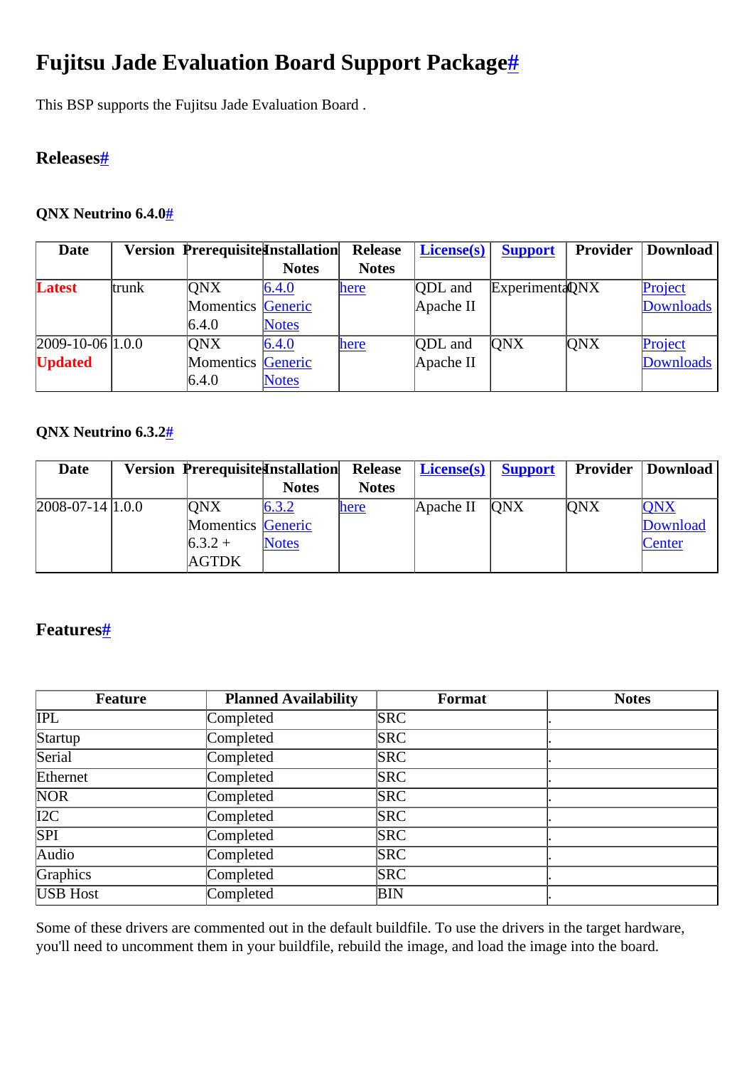# Fujitsu Jade Evaluation Board Support Package#

This BSP supports the Fujitsu Jade Evaluation Board .

## Releases#

### QNX Neutrino 6.4.0#

| Date | Version | Prerequisites | Installation Notes | Release Notes | License(s) | Support | Provider | Download |
|---|---|---|---|---|---|---|---|---|
| Latest | trunk | QNX Momentics 6.4.0 | 6.4.0 Generic Notes | here | QDL and Apache II | Experimental | QNX | Project Downloads |
| 2009-10-06 Updated | 1.0.0 | QNX Momentics 6.4.0 | 6.4.0 Generic Notes | here | QDL and Apache II | QNX | QNX | Project Downloads |

### QNX Neutrino 6.3.2#

| Date | Version | Prerequisites | Installation Notes | Release Notes | License(s) | Support | Provider | Download |
|---|---|---|---|---|---|---|---|---|
| 2008-07-14 | 1.0.0 | QNX Momentics 6.3.2 + AGTDK | 6.3.2 Generic Notes | here | Apache II | QNX | QNX | QNX Download Center |

## Features#

| Feature | Planned Availability | Format | Notes |
|---|---|---|---|
| IPL | Completed | SRC | . |
| Startup | Completed | SRC | . |
| Serial | Completed | SRC | . |
| Ethernet | Completed | SRC | . |
| NOR | Completed | SRC | . |
| I2C | Completed | SRC | . |
| SPI | Completed | SRC | . |
| Audio | Completed | SRC | . |
| Graphics | Completed | SRC | . |
| USB Host | Completed | BIN | . |

Some of these drivers are commented out in the default buildfile. To use the drivers in the target hardware, you'll need to uncomment them in your buildfile, rebuild the image, and load the image into the board.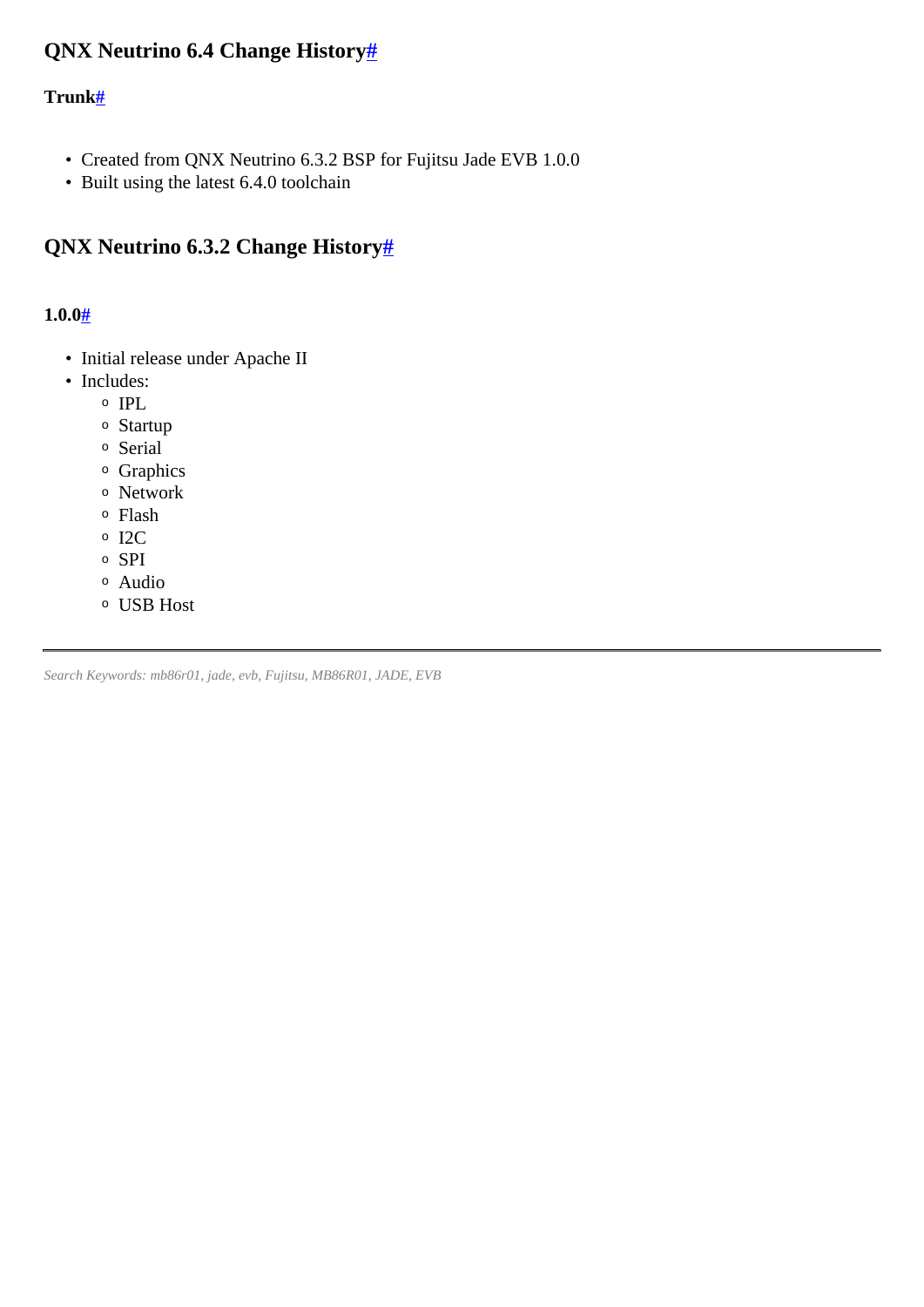## QNX Neutrino 6.4 Change History#

### Trunk#

- Created from QNX Neutrino 6.3.2 BSP for Fujitsu Jade EVB 1.0.0
- Built using the latest 6.4.0 toolchain

## QNX Neutrino 6.3.2 Change History#

### 1.0.0#

- Initial release under Apache II
- Includes:
  - IPL
  - Startup
  - Serial
  - Graphics
  - Network
  - Flash
  - I2C
  - SPI
  - Audio
  - USB Host

---

*Search Keywords: mb86r01, jade, evb, Fujitsu, MB86R01, JADE, EVB*